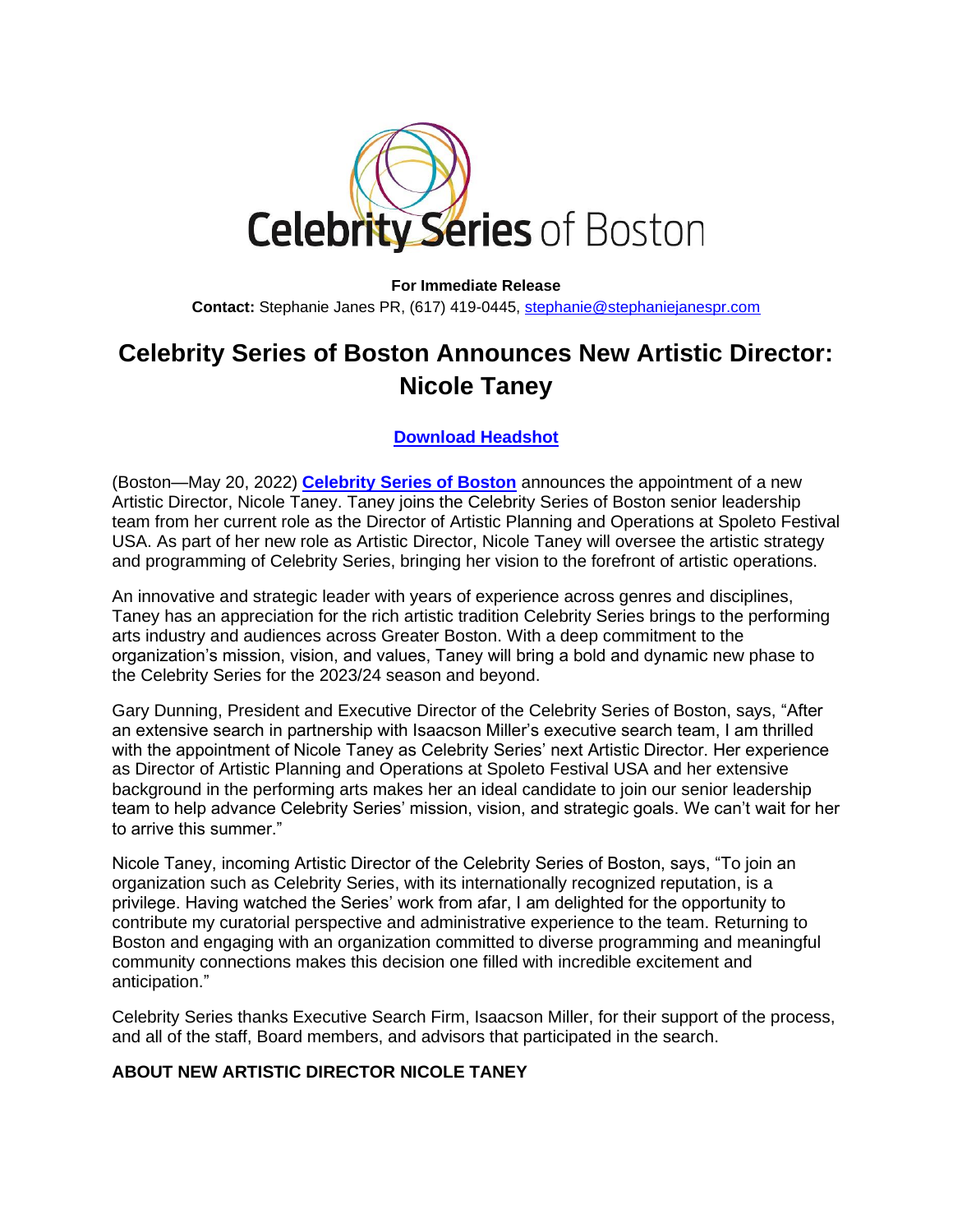Celebrity Series of Boston

**For Immediate Release**
**Contact:** Stephanie Janes PR, (617) 419-0445, stephanie@stephaniejanespr.com

# Celebrity Series of Boston Announces New Artistic Director: Nicole Taney

**Download Headshot**

(Boston—May 20, 2022) **Celebrity Series of Boston** announces the appointment of a new Artistic Director, Nicole Taney. Taney joins the Celebrity Series of Boston senior leadership team from her current role as the Director of Artistic Planning and Operations at Spoleto Festival USA. As part of her new role as Artistic Director, Nicole Taney will oversee the artistic strategy and programming of Celebrity Series, bringing her vision to the forefront of artistic operations.

An innovative and strategic leader with years of experience across genres and disciplines, Taney has an appreciation for the rich artistic tradition Celebrity Series brings to the performing arts industry and audiences across Greater Boston. With a deep commitment to the organization's mission, vision, and values, Taney will bring a bold and dynamic new phase to the Celebrity Series for the 2023/24 season and beyond.

Gary Dunning, President and Executive Director of the Celebrity Series of Boston, says, "After an extensive search in partnership with Isaacson Miller's executive search team, I am thrilled with the appointment of Nicole Taney as Celebrity Series' next Artistic Director. Her experience as Director of Artistic Planning and Operations at Spoleto Festival USA and her extensive background in the performing arts makes her an ideal candidate to join our senior leadership team to help advance Celebrity Series' mission, vision, and strategic goals. We can't wait for her to arrive this summer."

Nicole Taney, incoming Artistic Director of the Celebrity Series of Boston, says, "To join an organization such as Celebrity Series, with its internationally recognized reputation, is a privilege. Having watched the Series' work from afar, I am delighted for the opportunity to contribute my curatorial perspective and administrative experience to the team. Returning to Boston and engaging with an organization committed to diverse programming and meaningful community connections makes this decision one filled with incredible excitement and anticipation."

Celebrity Series thanks Executive Search Firm, Isaacson Miller, for their support of the process, and all of the staff, Board members, and advisors that participated in the search.

**ABOUT NEW ARTISTIC DIRECTOR NICOLE TANEY**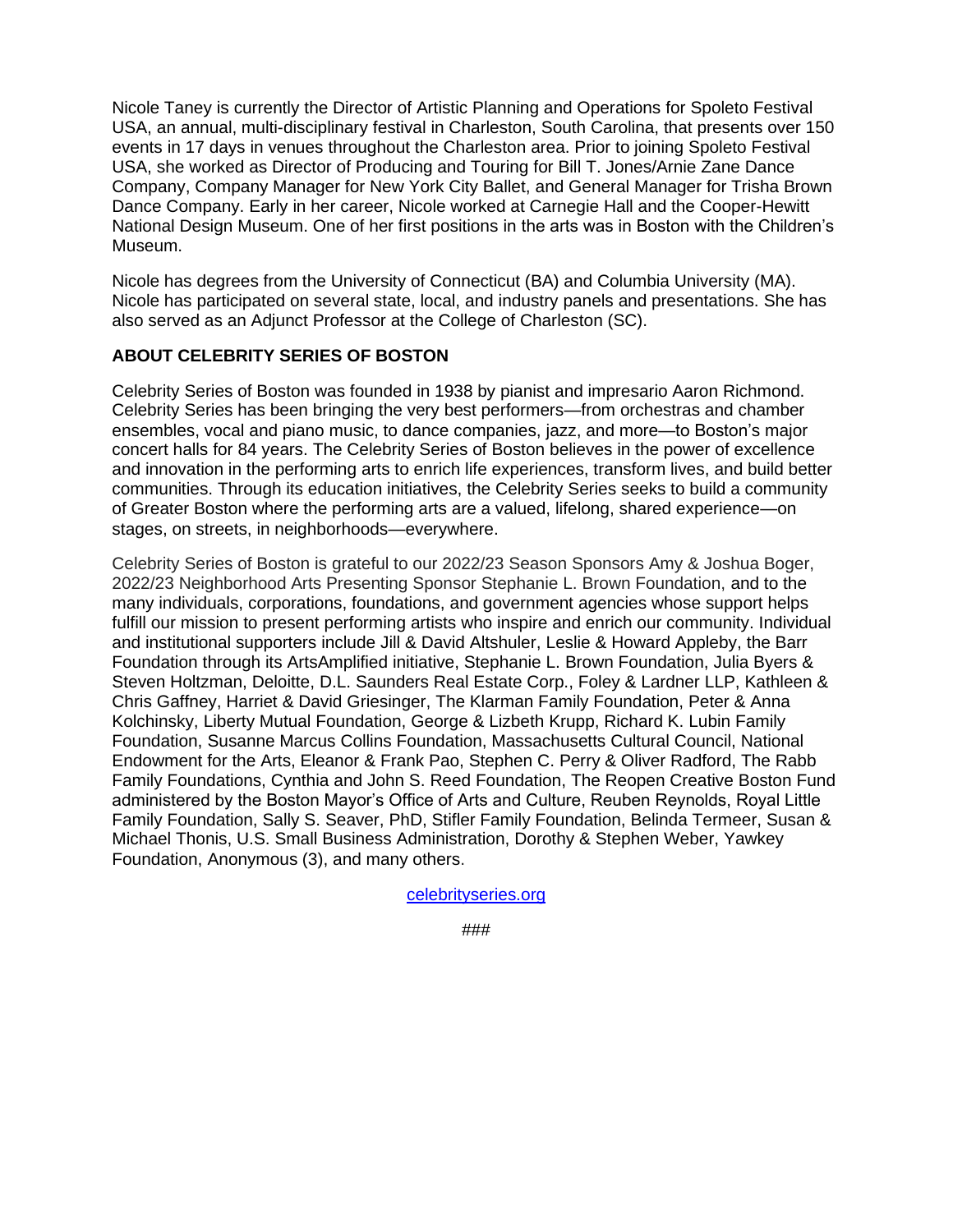Nicole Taney is currently the Director of Artistic Planning and Operations for Spoleto Festival USA, an annual, multi-disciplinary festival in Charleston, South Carolina, that presents over 150 events in 17 days in venues throughout the Charleston area. Prior to joining Spoleto Festival USA, she worked as Director of Producing and Touring for Bill T. Jones/Arnie Zane Dance Company, Company Manager for New York City Ballet, and General Manager for Trisha Brown Dance Company. Early in her career, Nicole worked at Carnegie Hall and the Cooper-Hewitt National Design Museum. One of her first positions in the arts was in Boston with the Children's Museum.

Nicole has degrees from the University of Connecticut (BA) and Columbia University (MA). Nicole has participated on several state, local, and industry panels and presentations. She has also served as an Adjunct Professor at the College of Charleston (SC).

**ABOUT CELEBRITY SERIES OF BOSTON**

Celebrity Series of Boston was founded in 1938 by pianist and impresario Aaron Richmond. Celebrity Series has been bringing the very best performers—from orchestras and chamber ensembles, vocal and piano music, to dance companies, jazz, and more—to Boston's major concert halls for 84 years. The Celebrity Series of Boston believes in the power of excellence and innovation in the performing arts to enrich life experiences, transform lives, and build better communities. Through its education initiatives, the Celebrity Series seeks to build a community of Greater Boston where the performing arts are a valued, lifelong, shared experience—on stages, on streets, in neighborhoods—everywhere.

Celebrity Series of Boston is grateful to our 2022/23 Season Sponsors Amy & Joshua Boger, 2022/23 Neighborhood Arts Presenting Sponsor Stephanie L. Brown Foundation, and to the many individuals, corporations, foundations, and government agencies whose support helps fulfill our mission to present performing artists who inspire and enrich our community. Individual and institutional supporters include Jill & David Altshuler, Leslie & Howard Appleby, the Barr Foundation through its ArtsAmplified initiative, Stephanie L. Brown Foundation, Julia Byers & Steven Holtzman, Deloitte, D.L. Saunders Real Estate Corp., Foley & Lardner LLP, Kathleen & Chris Gaffney, Harriet & David Griesinger, The Klarman Family Foundation, Peter & Anna Kolchinsky, Liberty Mutual Foundation, George & Lizbeth Krupp, Richard K. Lubin Family Foundation, Susanne Marcus Collins Foundation, Massachusetts Cultural Council, National Endowment for the Arts, Eleanor & Frank Pao, Stephen C. Perry & Oliver Radford, The Rabb Family Foundations, Cynthia and John S. Reed Foundation, The Reopen Creative Boston Fund administered by the Boston Mayor's Office of Arts and Culture, Reuben Reynolds, Royal Little Family Foundation, Sally S. Seaver, PhD, Stifler Family Foundation, Belinda Termeer, Susan & Michael Thonis, U.S. Small Business Administration, Dorothy & Stephen Weber, Yawkey Foundation, Anonymous (3), and many others.

celebrityseries.org

###